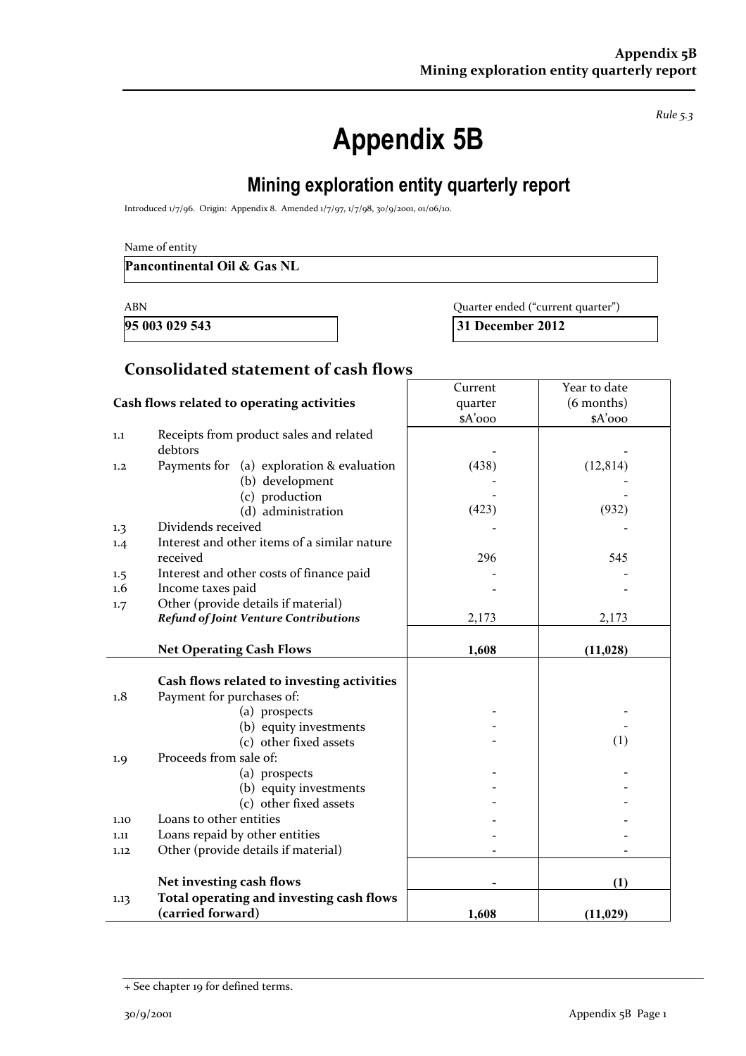*Rule 5.3*

# Appendix 5B

## Mining exploration entity quarterly report

Introduced 1/7/96. Origin: Appendix 8. Amended 1/7/97, 1/7/98, 30/9/2001, 01/06/10.

Name of entity

**Pancontinental Oil & Gas NL**

| ABN | Quarter ended ("current quarter") |
|---|---|
| **95 003 029 543** | **31 December 2012** |

## Consolidated statement of cash flows

| | **Cash flows related to operating activities** | Current quarter $A'000 | Year to date (6 months) $A'000 |
|---|---|---|---|
| 1.1 | Receipts from product sales and related debtors | - | - |
| 1.2 | Payments for (a) exploration & evaluation | (438) | (12,814) |
| | (b) development | - | - |
| | (c) production | - | - |
| | (d) administration | (423) | (932) |
| 1.3 | Dividends received | - | - |
| 1.4 | Interest and other items of a similar nature received | 296 | 545 |
| 1.5 | Interest and other costs of finance paid | - | - |
| 1.6 | Income taxes paid | - | - |
| 1.7 | Other (provide details if material) ***Refund of Joint Venture Contributions*** | 2,173 | 2,173 |
| | **Net Operating Cash Flows** | **1,608** | **(11,028)** |
| | **Cash flows related to investing activities** | | |
| 1.8 | Payment for purchases of: | | |
| | (a) prospects | - | - |
| | (b) equity investments | - | - |
| | (c) other fixed assets | - | (1) |
| 1.9 | Proceeds from sale of: | | |
| | (a) prospects | - | - |
| | (b) equity investments | - | - |
| | (c) other fixed assets | - | - |
| 1.10 | Loans to other entities | - | - |
| 1.11 | Loans repaid by other entities | - | - |
| 1.12 | Other (provide details if material) | - | - |
| | **Net investing cash flows** | **-** | **(1)** |
| 1.13 | **Total operating and investing cash flows (carried forward)** | **1,608** | **(11,029)** |

+ See chapter 19 for defined terms.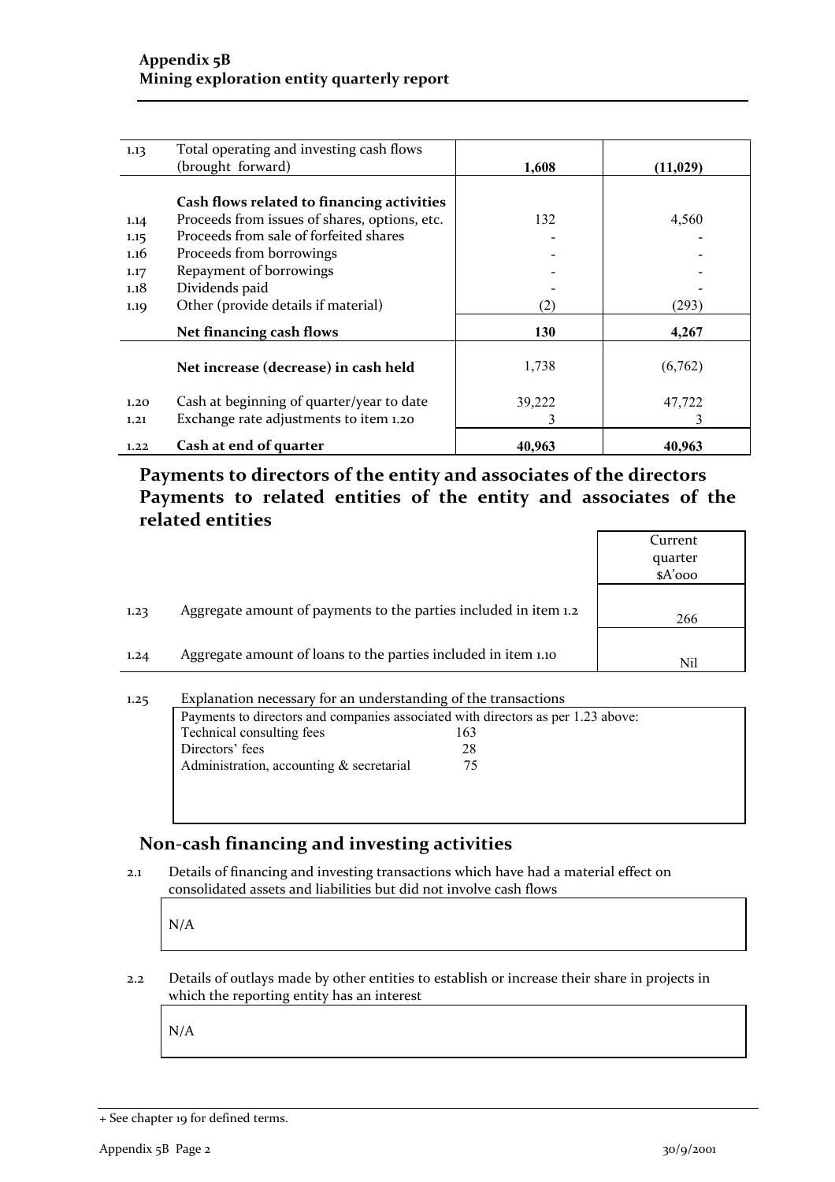| | | | |
|---|---|---|---|
| 1.13 | Total operating and investing cash flows (brought forward) | **1,608** | **(11,029)** |
| | **Cash flows related to financing activities** | | |
| 1.14 | Proceeds from issues of shares, options, etc. | 132 | 4,560 |
| 1.15 | Proceeds from sale of forfeited shares | - | - |
| 1.16 | Proceeds from borrowings | - | - |
| 1.17 | Repayment of borrowings | - | - |
| 1.18 | Dividends paid | - | - |
| 1.19 | Other (provide details if material) | (2) | (293) |
| | **Net financing cash flows** | **130** | **4,267** |
| | **Net increase (decrease) in cash held** | 1,738 | (6,762) |
| 1.20 | Cash at beginning of quarter/year to date | 39,222 | 47,722 |
| 1.21 | Exchange rate adjustments to item 1.20 | 3 | 3 |
| 1.22 | **Cash at end of quarter** | **40,963** | **40,963** |

## Payments to directors of the entity and associates of the directors Payments to related entities of the entity and associates of the related entities

| | | Current quarter $A'000 |
|---|---|---|
| 1.23 | Aggregate amount of payments to the parties included in item 1.2 | 266 |
| 1.24 | Aggregate amount of loans to the parties included in item 1.10 | Nil |

1.25 Explanation necessary for an understanding of the transactions

Payments to directors and companies associated with directors as per 1.23 above:

| | |
|---|---|
| Technical consulting fees | 163 |
| Directors' fees | 28 |
| Administration, accounting & secretarial | 75 |

## Non-cash financing and investing activities

2.1 Details of financing and investing transactions which have had a material effect on consolidated assets and liabilities but did not involve cash flows

N/A

2.2 Details of outlays made by other entities to establish or increase their share in projects in which the reporting entity has an interest

N/A

+ See chapter 19 for defined terms.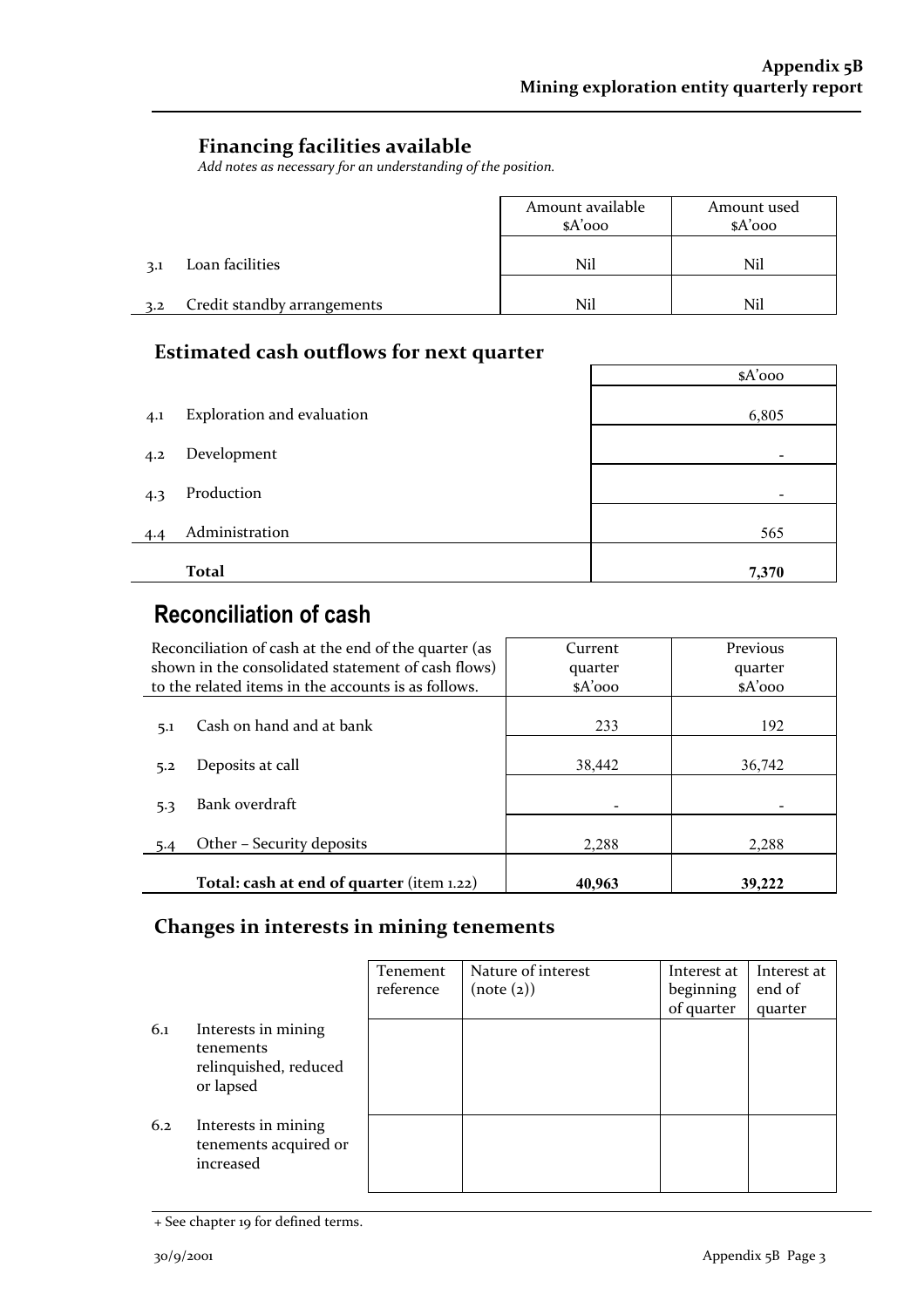## Financing facilities available

*Add notes as necessary for an understanding of the position.*

| | | Amount available $A'000 | Amount used $A'000 |
|---|---|---|---|
| 3.1 | Loan facilities | Nil | Nil |
| 3.2 | Credit standby arrangements | Nil | Nil |

## Estimated cash outflows for next quarter

| | | $A'000 |
|---|---|---|
| 4.1 | Exploration and evaluation | 6,805 |
| 4.2 | Development | - |
| 4.3 | Production | - |
| 4.4 | Administration | 565 |
| | **Total** | **7,370** |

# Reconciliation of cash

| Reconciliation of cash at the end of the quarter (as shown in the consolidated statement of cash flows) to the related items in the accounts is as follows. | | Current quarter $A'000 | Previous quarter $A'000 |
|---|---|---|---|
| 5.1 | Cash on hand and at bank | 233 | 192 |
| 5.2 | Deposits at call | 38,442 | 36,742 |
| 5.3 | Bank overdraft | - | - |
| 5.4 | Other – Security deposits | 2,288 | 2,288 |
| | **Total: cash at end of quarter** (item 1.22) | **40,963** | **39,222** |

## Changes in interests in mining tenements

| | | Tenement reference | Nature of interest (note (2)) | Interest at beginning of quarter | Interest at end of quarter |
|---|---|---|---|---|---|
| 6.1 | Interests in mining tenements relinquished, reduced or lapsed | | | | |
| 6.2 | Interests in mining tenements acquired or increased | | | | |

+ See chapter 19 for defined terms.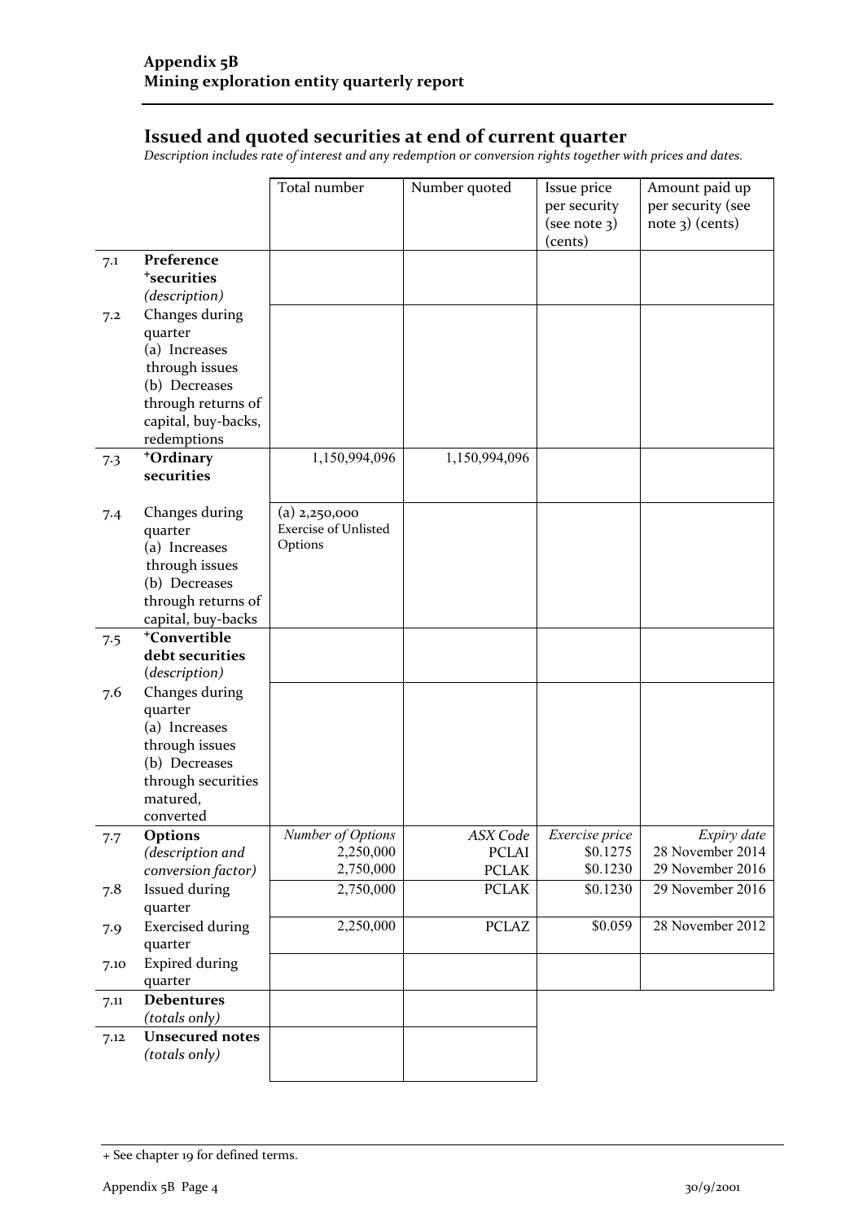**Appendix 5B**
**Mining exploration entity quarterly report**

## Issued and quoted securities at end of current quarter

*Description includes rate of interest and any redemption or conversion rights together with prices and dates.*

| | | Total number | Number quoted | Issue price per security (see note 3) (cents) | Amount paid up per security (see note 3) (cents) |
|---|---|---|---|---|---|
| 7.1 | **Preference +securities** *(description)* | | | | |
| 7.2 | Changes during quarter (a) Increases through issues (b) Decreases through returns of capital, buy-backs, redemptions | | | | |
| 7.3 | **+Ordinary securities** | 1,150,994,096 | 1,150,994,096 | | |
| 7.4 | Changes during quarter (a) Increases through issues (b) Decreases through returns of capital, buy-backs | (a) 2,250,000 Exercise of Unlisted Options | | | |
| 7.5 | **+Convertible debt securities** *(description)* | | | | |
| 7.6 | Changes during quarter (a) Increases through issues (b) Decreases through securities matured, converted | | | | |
| 7.7 | **Options** *(description and conversion factor)* | *Number of Options* 2,250,000 2,750,000 | *ASX Code* PCLAI PCLAK | *Exercise price* \$0.1275 \$0.1230 | *Expiry date* 28 November 2014 29 November 2016 |
| 7.8 | Issued during quarter | 2,750,000 | PCLAK | \$0.1230 | 29 November 2016 |
| 7.9 | Exercised during quarter | 2,250,000 | PCLAZ | \$0.059 | 28 November 2012 |
| 7.10 | Expired during quarter | | | | |
| 7.11 | **Debentures** *(totals only)* | | | | |
| 7.12 | **Unsecured notes** *(totals only)* | | | | |

+ See chapter 19 for defined terms.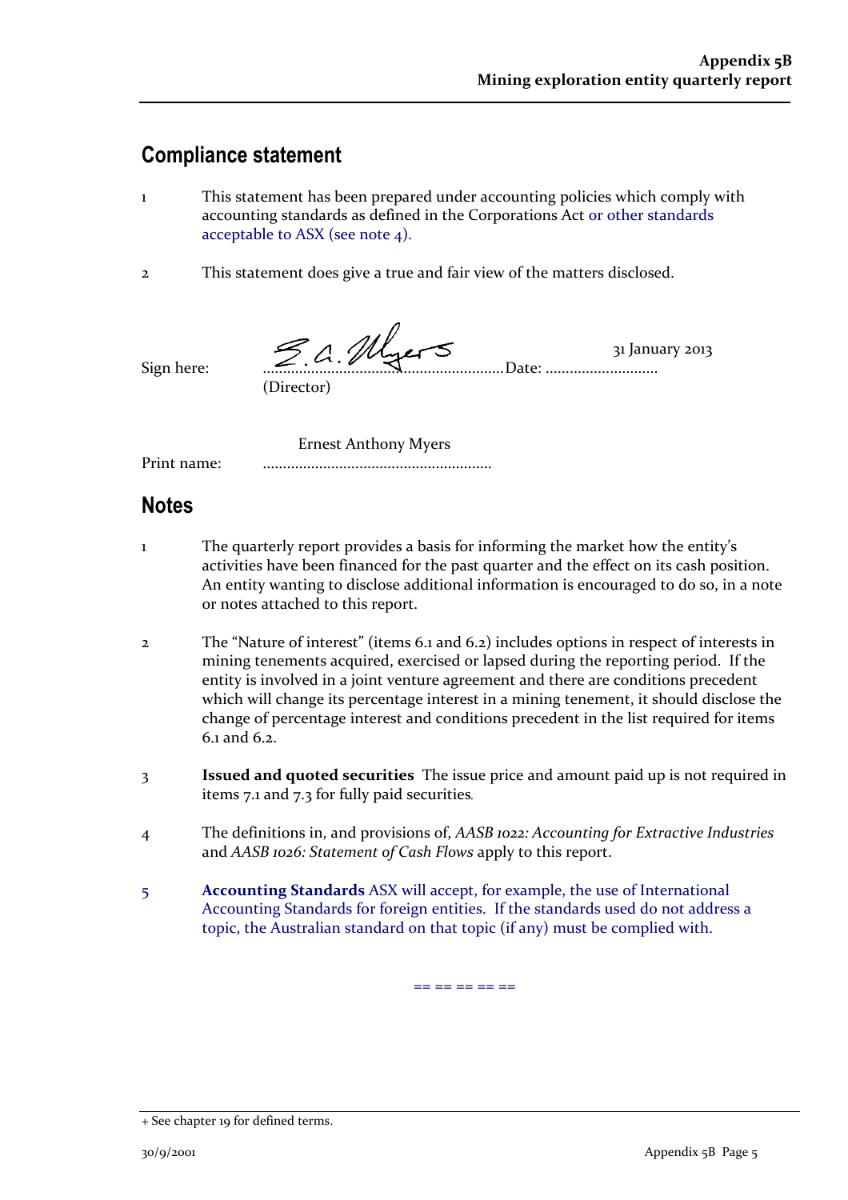## Compliance statement

1 This statement has been prepared under accounting policies which comply with accounting standards as defined in the Corporations Act or other standards acceptable to ASX (see note 4).

2 This statement does give a true and fair view of the matters disclosed.

Sign here: ............................................................ Date: 31 January 2013
(Director)

Print name: Ernest Anthony Myers

## Notes

1 The quarterly report provides a basis for informing the market how the entity's activities have been financed for the past quarter and the effect on its cash position. An entity wanting to disclose additional information is encouraged to do so, in a note or notes attached to this report.

2 The "Nature of interest" (items 6.1 and 6.2) includes options in respect of interests in mining tenements acquired, exercised or lapsed during the reporting period. If the entity is involved in a joint venture agreement and there are conditions precedent which will change its percentage interest in a mining tenement, it should disclose the change of percentage interest and conditions precedent in the list required for items 6.1 and 6.2.

3 **Issued and quoted securities** The issue price and amount paid up is not required in items 7.1 and 7.3 for fully paid securities.

4 The definitions in, and provisions of, *AASB 1022: Accounting for Extractive Industries* and *AASB 1026: Statement of Cash Flows* apply to this report.

5 **Accounting Standards** ASX will accept, for example, the use of International Accounting Standards for foreign entities. If the standards used do not address a topic, the Australian standard on that topic (if any) must be complied with.

== == == == ==

+ See chapter 19 for defined terms.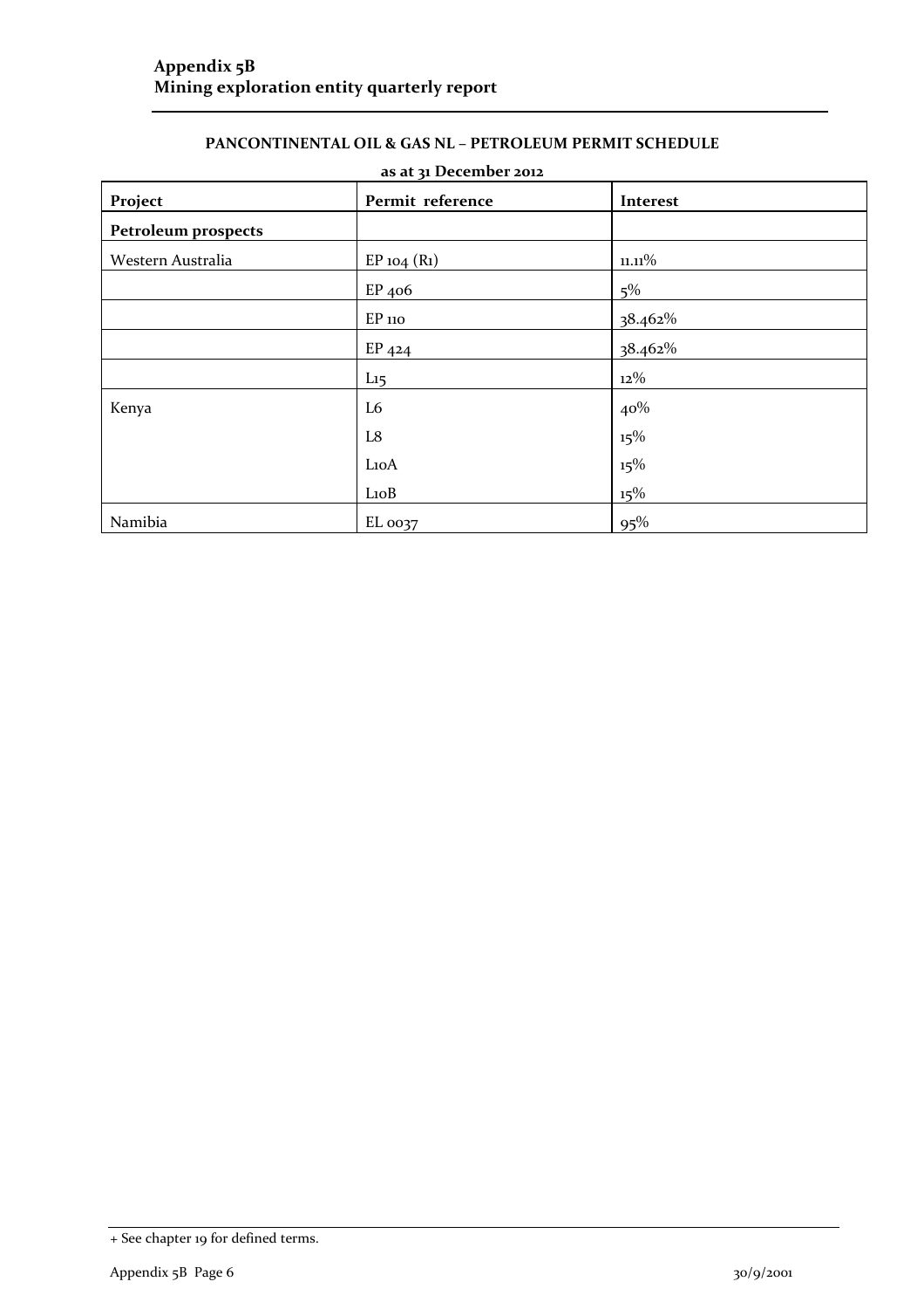**PANCONTINENTAL OIL & GAS NL – PETROLEUM PERMIT SCHEDULE**

**as at 31 December 2012**

| Project | Permit reference | Interest |
| --- | --- | --- |
| **Petroleum prospects** | | |
| Western Australia | EP 104 (R1) | 11.11% |
| | EP 406 | 5% |
| | EP 110 | 38.462% |
| | EP 424 | 38.462% |
| | L15 | 12% |
| Kenya | L6 | 40% |
| | L8 | 15% |
| | L10A | 15% |
| | L10B | 15% |
| Namibia | EL 0037 | 95% |

+ See chapter 19 for defined terms.